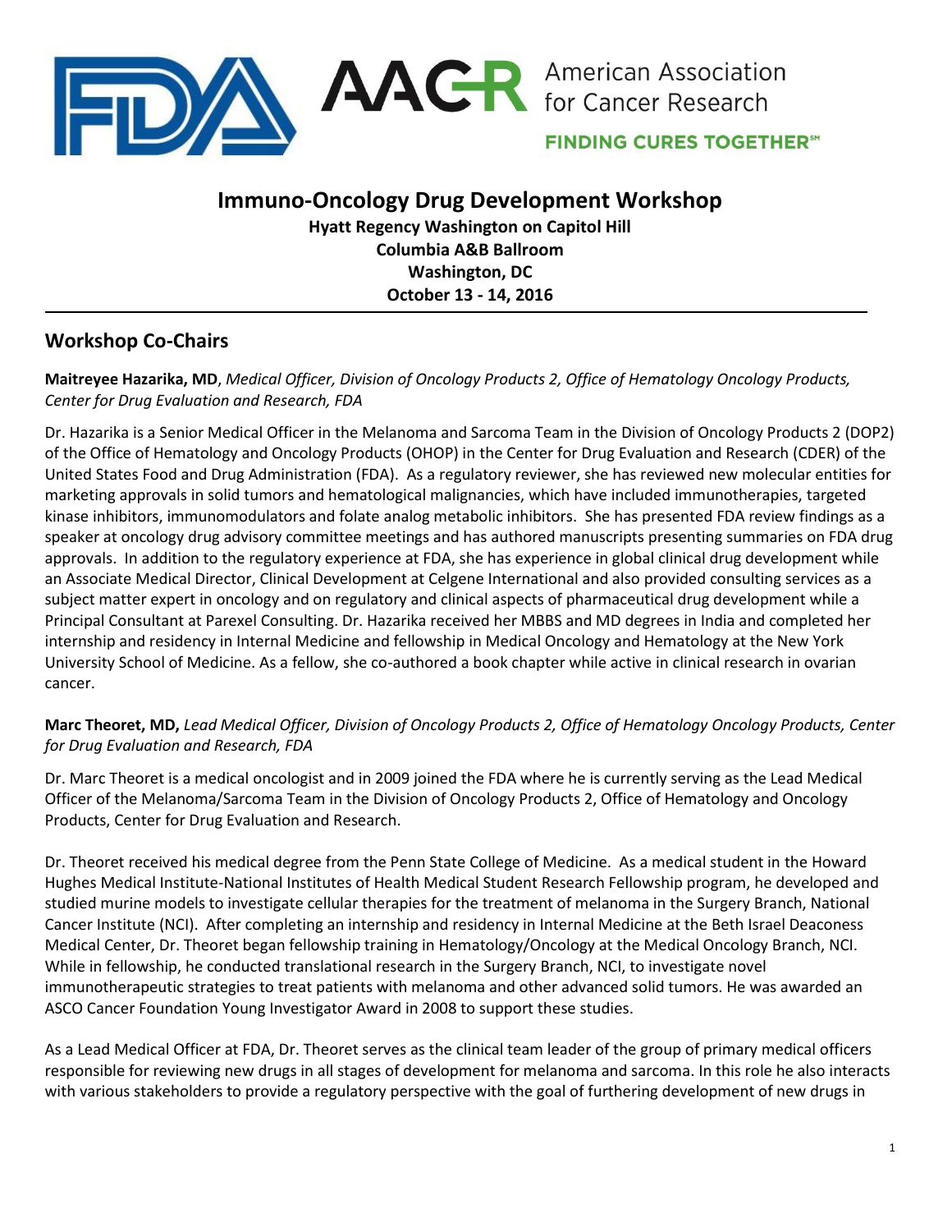# Immuno-Oncology Drug Development Workshop

**Hyatt Regency Washington on Capitol Hill**
**Columbia A&B Ballroom**
**Washington, DC**
**October 13 - 14, 2016**

## Workshop Co-Chairs

**Maitreyee Hazarika, MD**, *Medical Officer, Division of Oncology Products 2, Office of Hematology Oncology Products, Center for Drug Evaluation and Research, FDA*

Dr. Hazarika is a Senior Medical Officer in the Melanoma and Sarcoma Team in the Division of Oncology Products 2 (DOP2) of the Office of Hematology and Oncology Products (OHOP) in the Center for Drug Evaluation and Research (CDER) of the United States Food and Drug Administration (FDA). As a regulatory reviewer, she has reviewed new molecular entities for marketing approvals in solid tumors and hematological malignancies, which have included immunotherapies, targeted kinase inhibitors, immunomodulators and folate analog metabolic inhibitors. She has presented FDA review findings as a speaker at oncology drug advisory committee meetings and has authored manuscripts presenting summaries on FDA drug approvals. In addition to the regulatory experience at FDA, she has experience in global clinical drug development while an Associate Medical Director, Clinical Development at Celgene International and also provided consulting services as a subject matter expert in oncology and on regulatory and clinical aspects of pharmaceutical drug development while a Principal Consultant at Parexel Consulting. Dr. Hazarika received her MBBS and MD degrees in India and completed her internship and residency in Internal Medicine and fellowship in Medical Oncology and Hematology at the New York University School of Medicine. As a fellow, she co-authored a book chapter while active in clinical research in ovarian cancer.

**Marc Theoret, MD,** *Lead Medical Officer, Division of Oncology Products 2, Office of Hematology Oncology Products, Center for Drug Evaluation and Research, FDA*

Dr. Marc Theoret is a medical oncologist and in 2009 joined the FDA where he is currently serving as the Lead Medical Officer of the Melanoma/Sarcoma Team in the Division of Oncology Products 2, Office of Hematology and Oncology Products, Center for Drug Evaluation and Research.

Dr. Theoret received his medical degree from the Penn State College of Medicine. As a medical student in the Howard Hughes Medical Institute-National Institutes of Health Medical Student Research Fellowship program, he developed and studied murine models to investigate cellular therapies for the treatment of melanoma in the Surgery Branch, National Cancer Institute (NCI). After completing an internship and residency in Internal Medicine at the Beth Israel Deaconess Medical Center, Dr. Theoret began fellowship training in Hematology/Oncology at the Medical Oncology Branch, NCI. While in fellowship, he conducted translational research in the Surgery Branch, NCI, to investigate novel immunotherapeutic strategies to treat patients with melanoma and other advanced solid tumors. He was awarded an ASCO Cancer Foundation Young Investigator Award in 2008 to support these studies.

As a Lead Medical Officer at FDA, Dr. Theoret serves as the clinical team leader of the group of primary medical officers responsible for reviewing new drugs in all stages of development for melanoma and sarcoma. In this role he also interacts with various stakeholders to provide a regulatory perspective with the goal of furthering development of new drugs in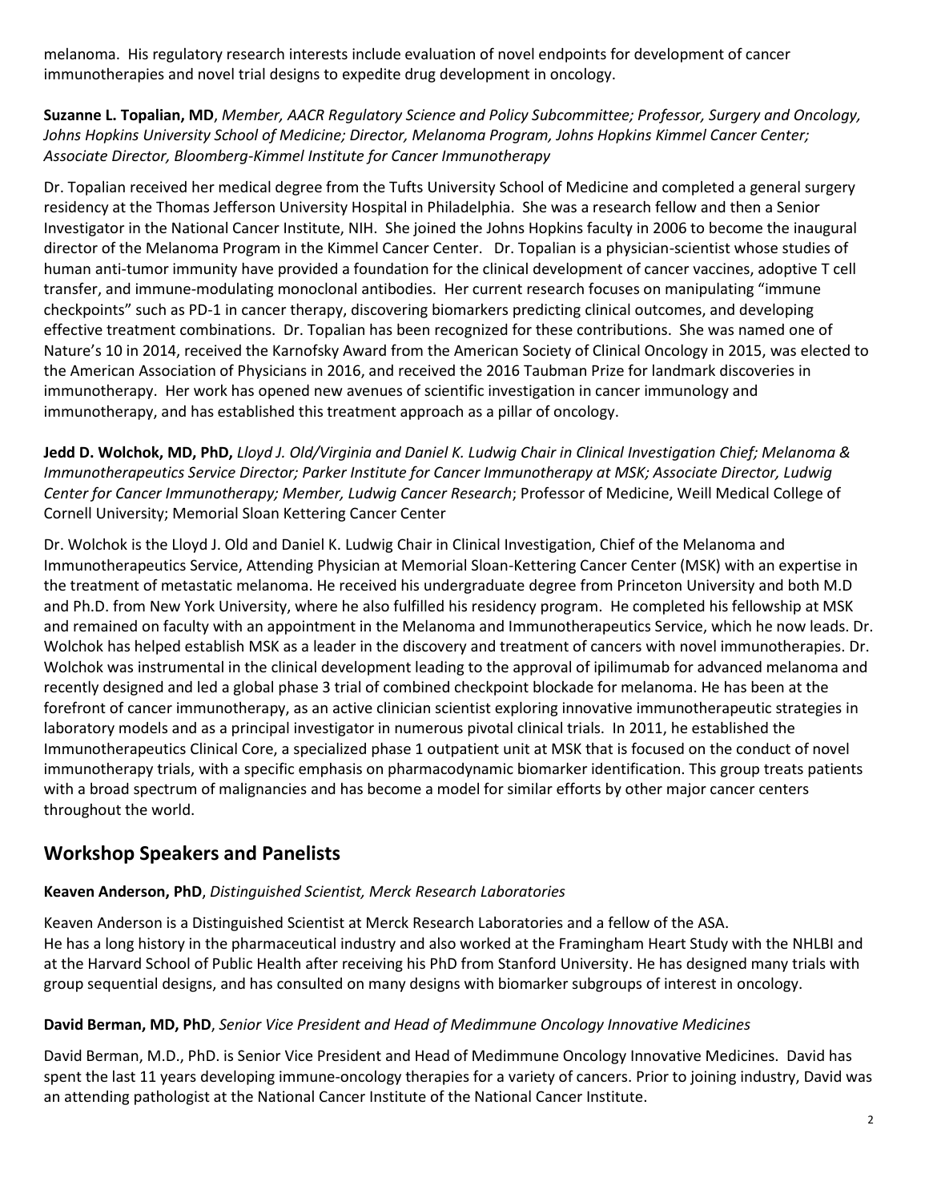melanoma. His regulatory research interests include evaluation of novel endpoints for development of cancer immunotherapies and novel trial designs to expedite drug development in oncology.

**Suzanne L. Topalian, MD**, *Member, AACR Regulatory Science and Policy Subcommittee; Professor, Surgery and Oncology, Johns Hopkins University School of Medicine; Director, Melanoma Program, Johns Hopkins Kimmel Cancer Center; Associate Director, Bloomberg-Kimmel Institute for Cancer Immunotherapy*

Dr. Topalian received her medical degree from the Tufts University School of Medicine and completed a general surgery residency at the Thomas Jefferson University Hospital in Philadelphia. She was a research fellow and then a Senior Investigator in the National Cancer Institute, NIH. She joined the Johns Hopkins faculty in 2006 to become the inaugural director of the Melanoma Program in the Kimmel Cancer Center. Dr. Topalian is a physician-scientist whose studies of human anti-tumor immunity have provided a foundation for the clinical development of cancer vaccines, adoptive T cell transfer, and immune-modulating monoclonal antibodies. Her current research focuses on manipulating "immune checkpoints" such as PD-1 in cancer therapy, discovering biomarkers predicting clinical outcomes, and developing effective treatment combinations. Dr. Topalian has been recognized for these contributions. She was named one of Nature's 10 in 2014, received the Karnofsky Award from the American Society of Clinical Oncology in 2015, was elected to the American Association of Physicians in 2016, and received the 2016 Taubman Prize for landmark discoveries in immunotherapy. Her work has opened new avenues of scientific investigation in cancer immunology and immunotherapy, and has established this treatment approach as a pillar of oncology.

**Jedd D. Wolchok, MD, PhD,** *Lloyd J. Old/Virginia and Daniel K. Ludwig Chair in Clinical Investigation Chief; Melanoma & Immunotherapeutics Service Director; Parker Institute for Cancer Immunotherapy at MSK; Associate Director, Ludwig Center for Cancer Immunotherapy; Member, Ludwig Cancer Research*; Professor of Medicine, Weill Medical College of Cornell University; Memorial Sloan Kettering Cancer Center

Dr. Wolchok is the Lloyd J. Old and Daniel K. Ludwig Chair in Clinical Investigation, Chief of the Melanoma and Immunotherapeutics Service, Attending Physician at Memorial Sloan-Kettering Cancer Center (MSK) with an expertise in the treatment of metastatic melanoma. He received his undergraduate degree from Princeton University and both M.D and Ph.D. from New York University, where he also fulfilled his residency program. He completed his fellowship at MSK and remained on faculty with an appointment in the Melanoma and Immunotherapeutics Service, which he now leads. Dr. Wolchok has helped establish MSK as a leader in the discovery and treatment of cancers with novel immunotherapies. Dr. Wolchok was instrumental in the clinical development leading to the approval of ipilimumab for advanced melanoma and recently designed and led a global phase 3 trial of combined checkpoint blockade for melanoma. He has been at the forefront of cancer immunotherapy, as an active clinician scientist exploring innovative immunotherapeutic strategies in laboratory models and as a principal investigator in numerous pivotal clinical trials. In 2011, he established the Immunotherapeutics Clinical Core, a specialized phase 1 outpatient unit at MSK that is focused on the conduct of novel immunotherapy trials, with a specific emphasis on pharmacodynamic biomarker identification. This group treats patients with a broad spectrum of malignancies and has become a model for similar efforts by other major cancer centers throughout the world.

## Workshop Speakers and Panelists

**Keaven Anderson, PhD**, *Distinguished Scientist, Merck Research Laboratories*

Keaven Anderson is a Distinguished Scientist at Merck Research Laboratories and a fellow of the ASA.
He has a long history in the pharmaceutical industry and also worked at the Framingham Heart Study with the NHLBI and at the Harvard School of Public Health after receiving his PhD from Stanford University. He has designed many trials with group sequential designs, and has consulted on many designs with biomarker subgroups of interest in oncology.

**David Berman, MD, PhD**, *Senior Vice President and Head of Medimmune Oncology Innovative Medicines*

David Berman, M.D., PhD. is Senior Vice President and Head of Medimmune Oncology Innovative Medicines. David has spent the last 11 years developing immune-oncology therapies for a variety of cancers. Prior to joining industry, David was an attending pathologist at the National Cancer Institute of the National Cancer Institute.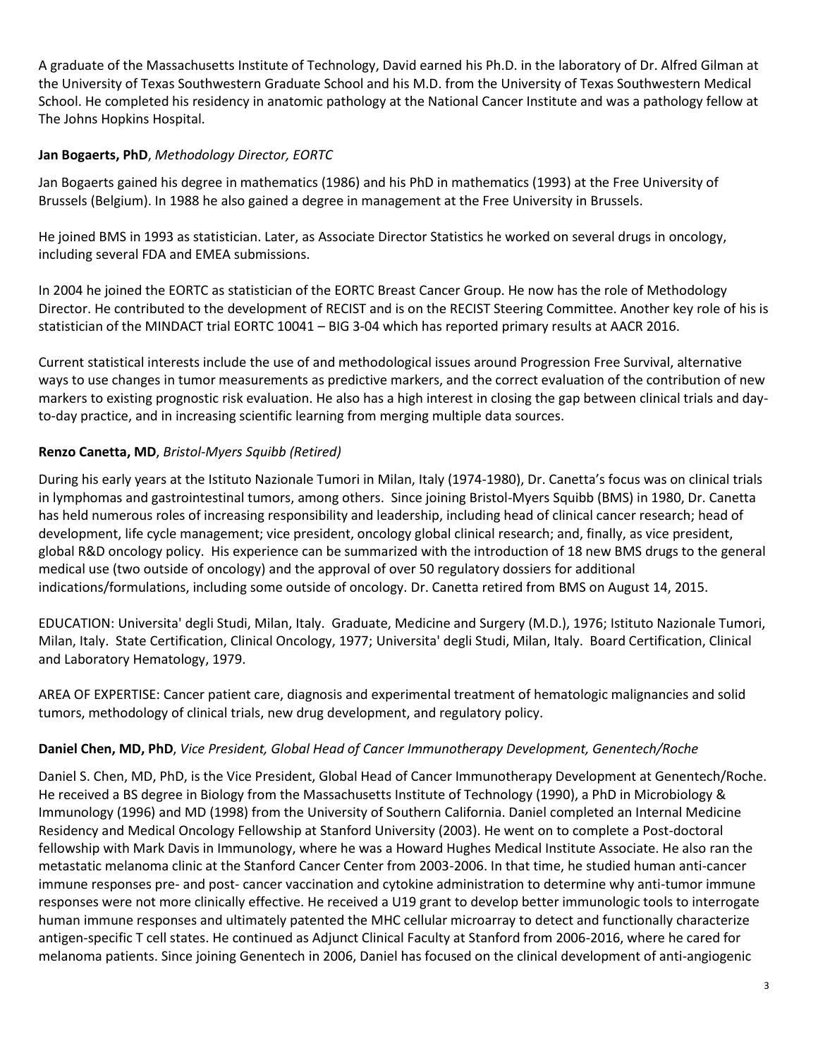A graduate of the Massachusetts Institute of Technology, David earned his Ph.D. in the laboratory of Dr. Alfred Gilman at the University of Texas Southwestern Graduate School and his M.D. from the University of Texas Southwestern Medical School. He completed his residency in anatomic pathology at the National Cancer Institute and was a pathology fellow at The Johns Hopkins Hospital.

**Jan Bogaerts, PhD**, *Methodology Director, EORTC*

Jan Bogaerts gained his degree in mathematics (1986) and his PhD in mathematics (1993) at the Free University of Brussels (Belgium). In 1988 he also gained a degree in management at the Free University in Brussels.

He joined BMS in 1993 as statistician. Later, as Associate Director Statistics he worked on several drugs in oncology, including several FDA and EMEA submissions.

In 2004 he joined the EORTC as statistician of the EORTC Breast Cancer Group. He now has the role of Methodology Director. He contributed to the development of RECIST and is on the RECIST Steering Committee. Another key role of his is statistician of the MINDACT trial EORTC 10041 – BIG 3-04 which has reported primary results at AACR 2016.

Current statistical interests include the use of and methodological issues around Progression Free Survival, alternative ways to use changes in tumor measurements as predictive markers, and the correct evaluation of the contribution of new markers to existing prognostic risk evaluation. He also has a high interest in closing the gap between clinical trials and day-to-day practice, and in increasing scientific learning from merging multiple data sources.

**Renzo Canetta, MD**, *Bristol-Myers Squibb (Retired)*

During his early years at the Istituto Nazionale Tumori in Milan, Italy (1974-1980), Dr. Canetta's focus was on clinical trials in lymphomas and gastrointestinal tumors, among others. Since joining Bristol-Myers Squibb (BMS) in 1980, Dr. Canetta has held numerous roles of increasing responsibility and leadership, including head of clinical cancer research; head of development, life cycle management; vice president, oncology global clinical research; and, finally, as vice president, global R&D oncology policy. His experience can be summarized with the introduction of 18 new BMS drugs to the general medical use (two outside of oncology) and the approval of over 50 regulatory dossiers for additional indications/formulations, including some outside of oncology. Dr. Canetta retired from BMS on August 14, 2015.

EDUCATION: Universita' degli Studi, Milan, Italy. Graduate, Medicine and Surgery (M.D.), 1976; Istituto Nazionale Tumori, Milan, Italy. State Certification, Clinical Oncology, 1977; Universita' degli Studi, Milan, Italy. Board Certification, Clinical and Laboratory Hematology, 1979.

AREA OF EXPERTISE: Cancer patient care, diagnosis and experimental treatment of hematologic malignancies and solid tumors, methodology of clinical trials, new drug development, and regulatory policy.

**Daniel Chen, MD, PhD**, *Vice President, Global Head of Cancer Immunotherapy Development, Genentech/Roche*

Daniel S. Chen, MD, PhD, is the Vice President, Global Head of Cancer Immunotherapy Development at Genentech/Roche. He received a BS degree in Biology from the Massachusetts Institute of Technology (1990), a PhD in Microbiology & Immunology (1996) and MD (1998) from the University of Southern California. Daniel completed an Internal Medicine Residency and Medical Oncology Fellowship at Stanford University (2003). He went on to complete a Post-doctoral fellowship with Mark Davis in Immunology, where he was a Howard Hughes Medical Institute Associate. He also ran the metastatic melanoma clinic at the Stanford Cancer Center from 2003-2006. In that time, he studied human anti-cancer immune responses pre- and post- cancer vaccination and cytokine administration to determine why anti-tumor immune responses were not more clinically effective. He received a U19 grant to develop better immunologic tools to interrogate human immune responses and ultimately patented the MHC cellular microarray to detect and functionally characterize antigen-specific T cell states. He continued as Adjunct Clinical Faculty at Stanford from 2006-2016, where he cared for melanoma patients. Since joining Genentech in 2006, Daniel has focused on the clinical development of anti-angiogenic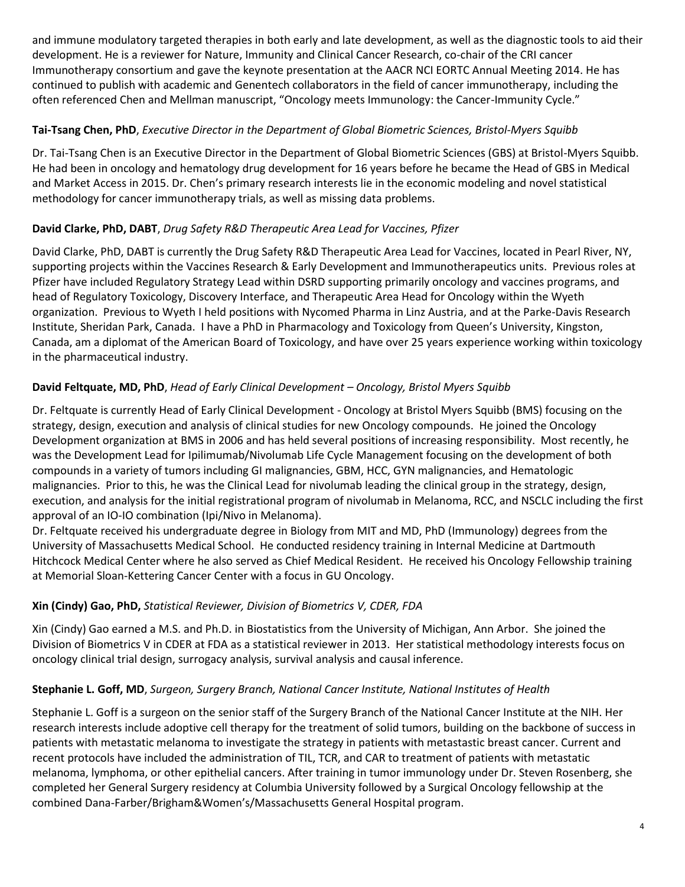and immune modulatory targeted therapies in both early and late development, as well as the diagnostic tools to aid their development. He is a reviewer for Nature, Immunity and Clinical Cancer Research, co-chair of the CRI cancer Immunotherapy consortium and gave the keynote presentation at the AACR NCI EORTC Annual Meeting 2014. He has continued to publish with academic and Genentech collaborators in the field of cancer immunotherapy, including the often referenced Chen and Mellman manuscript, "Oncology meets Immunology: the Cancer-Immunity Cycle."

**Tai-Tsang Chen, PhD**, *Executive Director in the Department of Global Biometric Sciences, Bristol-Myers Squibb*

Dr. Tai-Tsang Chen is an Executive Director in the Department of Global Biometric Sciences (GBS) at Bristol-Myers Squibb. He had been in oncology and hematology drug development for 16 years before he became the Head of GBS in Medical and Market Access in 2015. Dr. Chen's primary research interests lie in the economic modeling and novel statistical methodology for cancer immunotherapy trials, as well as missing data problems.

**David Clarke, PhD, DABT**, *Drug Safety R&D Therapeutic Area Lead for Vaccines, Pfizer*

David Clarke, PhD, DABT is currently the Drug Safety R&D Therapeutic Area Lead for Vaccines, located in Pearl River, NY, supporting projects within the Vaccines Research & Early Development and Immunotherapeutics units. Previous roles at Pfizer have included Regulatory Strategy Lead within DSRD supporting primarily oncology and vaccines programs, and head of Regulatory Toxicology, Discovery Interface, and Therapeutic Area Head for Oncology within the Wyeth organization. Previous to Wyeth I held positions with Nycomed Pharma in Linz Austria, and at the Parke-Davis Research Institute, Sheridan Park, Canada. I have a PhD in Pharmacology and Toxicology from Queen's University, Kingston, Canada, am a diplomat of the American Board of Toxicology, and have over 25 years experience working within toxicology in the pharmaceutical industry.

**David Feltquate, MD, PhD**, *Head of Early Clinical Development – Oncology, Bristol Myers Squibb*

Dr. Feltquate is currently Head of Early Clinical Development - Oncology at Bristol Myers Squibb (BMS) focusing on the strategy, design, execution and analysis of clinical studies for new Oncology compounds. He joined the Oncology Development organization at BMS in 2006 and has held several positions of increasing responsibility. Most recently, he was the Development Lead for Ipilimumab/Nivolumab Life Cycle Management focusing on the development of both compounds in a variety of tumors including GI malignancies, GBM, HCC, GYN malignancies, and Hematologic malignancies. Prior to this, he was the Clinical Lead for nivolumab leading the clinical group in the strategy, design, execution, and analysis for the initial registrational program of nivolumab in Melanoma, RCC, and NSCLC including the first approval of an IO-IO combination (Ipi/Nivo in Melanoma).

Dr. Feltquate received his undergraduate degree in Biology from MIT and MD, PhD (Immunology) degrees from the University of Massachusetts Medical School. He conducted residency training in Internal Medicine at Dartmouth Hitchcock Medical Center where he also served as Chief Medical Resident. He received his Oncology Fellowship training at Memorial Sloan-Kettering Cancer Center with a focus in GU Oncology.

**Xin (Cindy) Gao, PhD,** *Statistical Reviewer, Division of Biometrics V, CDER, FDA*

Xin (Cindy) Gao earned a M.S. and Ph.D. in Biostatistics from the University of Michigan, Ann Arbor. She joined the Division of Biometrics V in CDER at FDA as a statistical reviewer in 2013. Her statistical methodology interests focus on oncology clinical trial design, surrogacy analysis, survival analysis and causal inference.

**Stephanie L. Goff, MD**, *Surgeon, Surgery Branch, National Cancer Institute, National Institutes of Health*

Stephanie L. Goff is a surgeon on the senior staff of the Surgery Branch of the National Cancer Institute at the NIH. Her research interests include adoptive cell therapy for the treatment of solid tumors, building on the backbone of success in patients with metastatic melanoma to investigate the strategy in patients with metastastic breast cancer. Current and recent protocols have included the administration of TIL, TCR, and CAR to treatment of patients with metastatic melanoma, lymphoma, or other epithelial cancers. After training in tumor immunology under Dr. Steven Rosenberg, she completed her General Surgery residency at Columbia University followed by a Surgical Oncology fellowship at the combined Dana-Farber/Brigham&Women's/Massachusetts General Hospital program.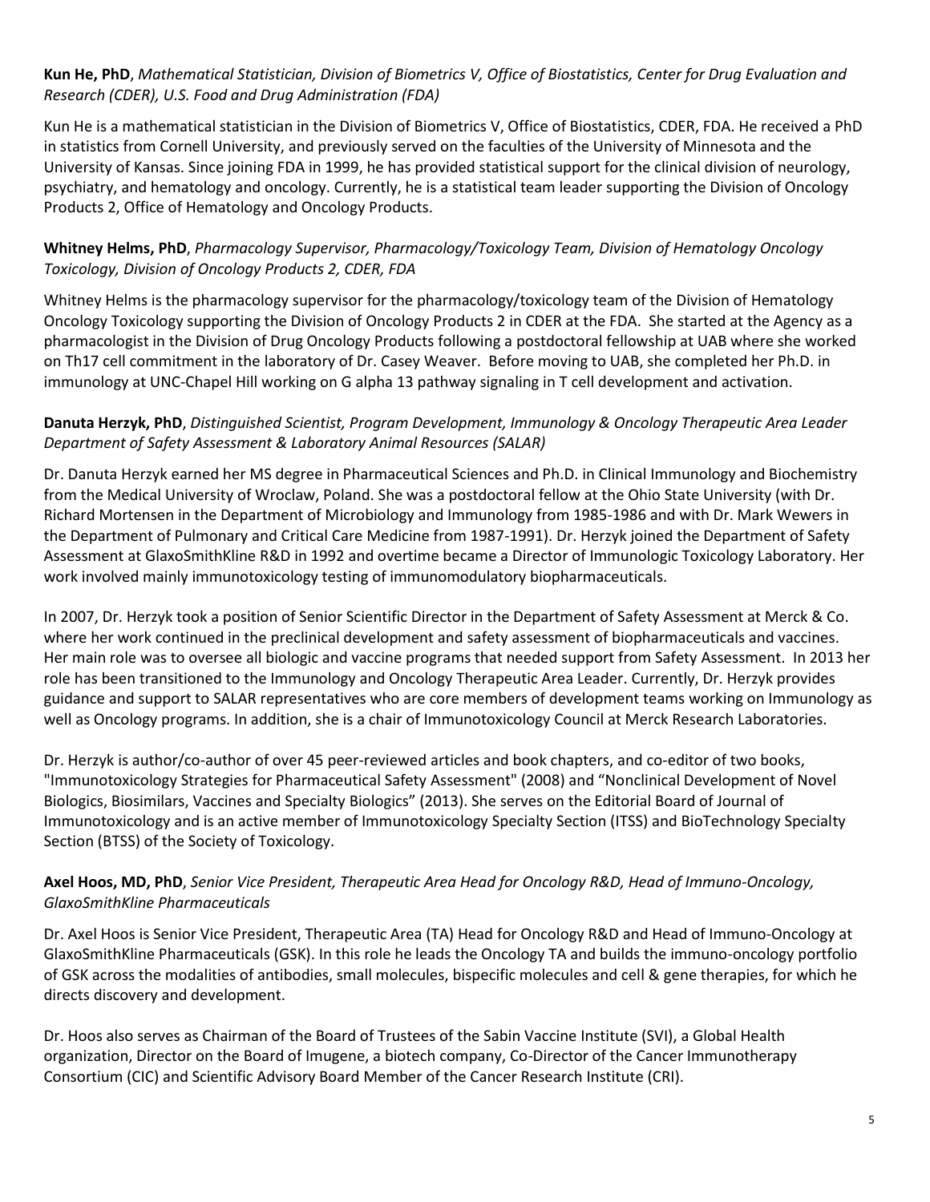**Kun He, PhD**, *Mathematical Statistician, Division of Biometrics V, Office of Biostatistics, Center for Drug Evaluation and Research (CDER), U.S. Food and Drug Administration (FDA)*

Kun He is a mathematical statistician in the Division of Biometrics V, Office of Biostatistics, CDER, FDA. He received a PhD in statistics from Cornell University, and previously served on the faculties of the University of Minnesota and the University of Kansas. Since joining FDA in 1999, he has provided statistical support for the clinical division of neurology, psychiatry, and hematology and oncology. Currently, he is a statistical team leader supporting the Division of Oncology Products 2, Office of Hematology and Oncology Products.

**Whitney Helms, PhD**, *Pharmacology Supervisor, Pharmacology/Toxicology Team, Division of Hematology Oncology Toxicology, Division of Oncology Products 2, CDER, FDA*

Whitney Helms is the pharmacology supervisor for the pharmacology/toxicology team of the Division of Hematology Oncology Toxicology supporting the Division of Oncology Products 2 in CDER at the FDA. She started at the Agency as a pharmacologist in the Division of Drug Oncology Products following a postdoctoral fellowship at UAB where she worked on Th17 cell commitment in the laboratory of Dr. Casey Weaver. Before moving to UAB, she completed her Ph.D. in immunology at UNC-Chapel Hill working on G alpha 13 pathway signaling in T cell development and activation.

**Danuta Herzyk, PhD**, *Distinguished Scientist, Program Development, Immunology & Oncology Therapeutic Area Leader Department of Safety Assessment & Laboratory Animal Resources (SALAR)*

Dr. Danuta Herzyk earned her MS degree in Pharmaceutical Sciences and Ph.D. in Clinical Immunology and Biochemistry from the Medical University of Wroclaw, Poland. She was a postdoctoral fellow at the Ohio State University (with Dr. Richard Mortensen in the Department of Microbiology and Immunology from 1985-1986 and with Dr. Mark Wewers in the Department of Pulmonary and Critical Care Medicine from 1987-1991). Dr. Herzyk joined the Department of Safety Assessment at GlaxoSmithKline R&D in 1992 and overtime became a Director of Immunologic Toxicology Laboratory. Her work involved mainly immunotoxicology testing of immunomodulatory biopharmaceuticals.

In 2007, Dr. Herzyk took a position of Senior Scientific Director in the Department of Safety Assessment at Merck & Co. where her work continued in the preclinical development and safety assessment of biopharmaceuticals and vaccines. Her main role was to oversee all biologic and vaccine programs that needed support from Safety Assessment. In 2013 her role has been transitioned to the Immunology and Oncology Therapeutic Area Leader. Currently, Dr. Herzyk provides guidance and support to SALAR representatives who are core members of development teams working on Immunology as well as Oncology programs. In addition, she is a chair of Immunotoxicology Council at Merck Research Laboratories.

Dr. Herzyk is author/co-author of over 45 peer-reviewed articles and book chapters, and co-editor of two books, "Immunotoxicology Strategies for Pharmaceutical Safety Assessment" (2008) and "Nonclinical Development of Novel Biologics, Biosimilars, Vaccines and Specialty Biologics" (2013). She serves on the Editorial Board of Journal of Immunotoxicology and is an active member of Immunotoxicology Specialty Section (ITSS) and BioTechnology Specialty Section (BTSS) of the Society of Toxicology.

**Axel Hoos, MD, PhD**, *Senior Vice President, Therapeutic Area Head for Oncology R&D, Head of Immuno-Oncology, GlaxoSmithKline Pharmaceuticals*

Dr. Axel Hoos is Senior Vice President, Therapeutic Area (TA) Head for Oncology R&D and Head of Immuno-Oncology at GlaxoSmithKline Pharmaceuticals (GSK). In this role he leads the Oncology TA and builds the immuno-oncology portfolio of GSK across the modalities of antibodies, small molecules, bispecific molecules and cell & gene therapies, for which he directs discovery and development.

Dr. Hoos also serves as Chairman of the Board of Trustees of the Sabin Vaccine Institute (SVI), a Global Health organization, Director on the Board of Imugene, a biotech company, Co-Director of the Cancer Immunotherapy Consortium (CIC) and Scientific Advisory Board Member of the Cancer Research Institute (CRI).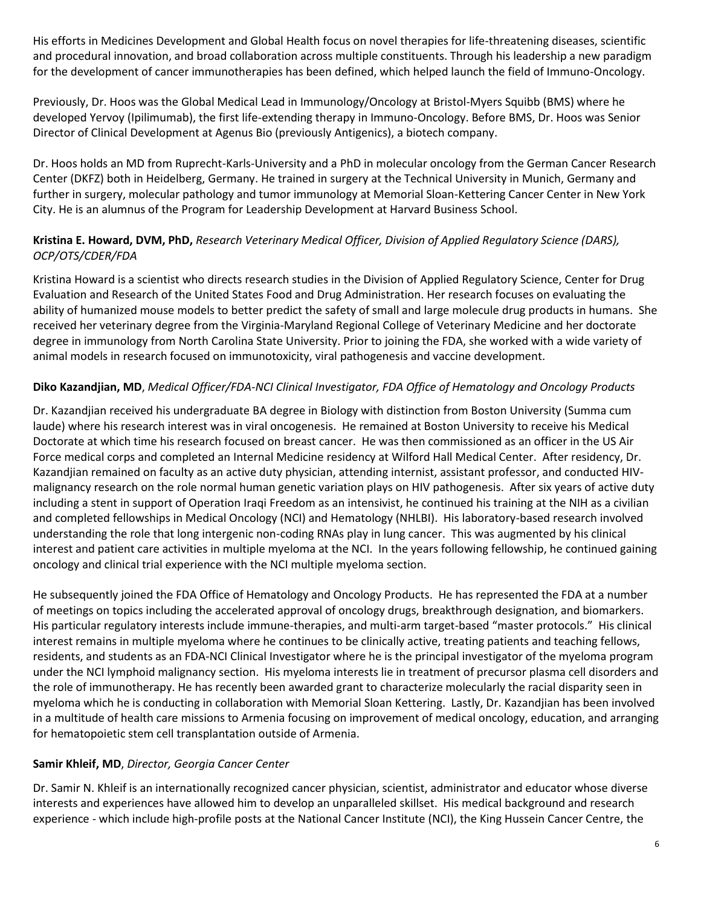His efforts in Medicines Development and Global Health focus on novel therapies for life-threatening diseases, scientific and procedural innovation, and broad collaboration across multiple constituents. Through his leadership a new paradigm for the development of cancer immunotherapies has been defined, which helped launch the field of Immuno-Oncology.

Previously, Dr. Hoos was the Global Medical Lead in Immunology/Oncology at Bristol-Myers Squibb (BMS) where he developed Yervoy (Ipilimumab), the first life-extending therapy in Immuno-Oncology. Before BMS, Dr. Hoos was Senior Director of Clinical Development at Agenus Bio (previously Antigenics), a biotech company.

Dr. Hoos holds an MD from Ruprecht-Karls-University and a PhD in molecular oncology from the German Cancer Research Center (DKFZ) both in Heidelberg, Germany. He trained in surgery at the Technical University in Munich, Germany and further in surgery, molecular pathology and tumor immunology at Memorial Sloan-Kettering Cancer Center in New York City. He is an alumnus of the Program for Leadership Development at Harvard Business School.

**Kristina E. Howard, DVM, PhD,** *Research Veterinary Medical Officer, Division of Applied Regulatory Science (DARS), OCP/OTS/CDER/FDA*

Kristina Howard is a scientist who directs research studies in the Division of Applied Regulatory Science, Center for Drug Evaluation and Research of the United States Food and Drug Administration. Her research focuses on evaluating the ability of humanized mouse models to better predict the safety of small and large molecule drug products in humans. She received her veterinary degree from the Virginia-Maryland Regional College of Veterinary Medicine and her doctorate degree in immunology from North Carolina State University. Prior to joining the FDA, she worked with a wide variety of animal models in research focused on immunotoxicity, viral pathogenesis and vaccine development.

**Diko Kazandjian, MD**, *Medical Officer/FDA-NCI Clinical Investigator, FDA Office of Hematology and Oncology Products*

Dr. Kazandjian received his undergraduate BA degree in Biology with distinction from Boston University (Summa cum laude) where his research interest was in viral oncogenesis. He remained at Boston University to receive his Medical Doctorate at which time his research focused on breast cancer. He was then commissioned as an officer in the US Air Force medical corps and completed an Internal Medicine residency at Wilford Hall Medical Center. After residency, Dr. Kazandjian remained on faculty as an active duty physician, attending internist, assistant professor, and conducted HIV-malignancy research on the role normal human genetic variation plays on HIV pathogenesis. After six years of active duty including a stent in support of Operation Iraqi Freedom as an intensivist, he continued his training at the NIH as a civilian and completed fellowships in Medical Oncology (NCI) and Hematology (NHLBI). His laboratory-based research involved understanding the role that long intergenic non-coding RNAs play in lung cancer. This was augmented by his clinical interest and patient care activities in multiple myeloma at the NCI. In the years following fellowship, he continued gaining oncology and clinical trial experience with the NCI multiple myeloma section.

He subsequently joined the FDA Office of Hematology and Oncology Products. He has represented the FDA at a number of meetings on topics including the accelerated approval of oncology drugs, breakthrough designation, and biomarkers. His particular regulatory interests include immune-therapies, and multi-arm target-based "master protocols." His clinical interest remains in multiple myeloma where he continues to be clinically active, treating patients and teaching fellows, residents, and students as an FDA-NCI Clinical Investigator where he is the principal investigator of the myeloma program under the NCI lymphoid malignancy section. His myeloma interests lie in treatment of precursor plasma cell disorders and the role of immunotherapy. He has recently been awarded grant to characterize molecularly the racial disparity seen in myeloma which he is conducting in collaboration with Memorial Sloan Kettering. Lastly, Dr. Kazandjian has been involved in a multitude of health care missions to Armenia focusing on improvement of medical oncology, education, and arranging for hematopoietic stem cell transplantation outside of Armenia.

**Samir Khleif, MD**, *Director, Georgia Cancer Center*

Dr. Samir N. Khleif is an internationally recognized cancer physician, scientist, administrator and educator whose diverse interests and experiences have allowed him to develop an unparalleled skillset. His medical background and research experience - which include high-profile posts at the National Cancer Institute (NCI), the King Hussein Cancer Centre, the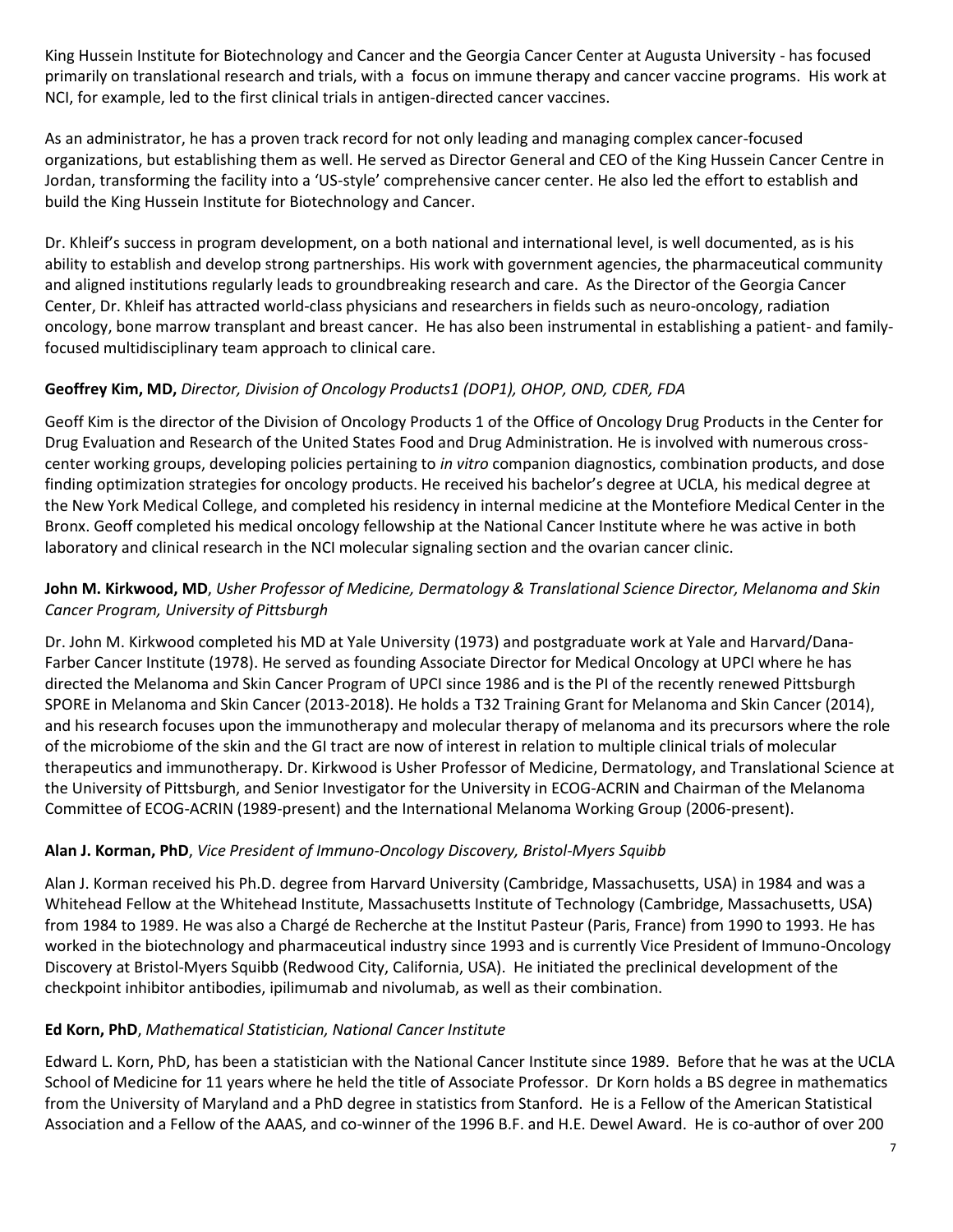King Hussein Institute for Biotechnology and Cancer and the Georgia Cancer Center at Augusta University - has focused primarily on translational research and trials, with a focus on immune therapy and cancer vaccine programs. His work at NCI, for example, led to the first clinical trials in antigen-directed cancer vaccines.

As an administrator, he has a proven track record for not only leading and managing complex cancer-focused organizations, but establishing them as well. He served as Director General and CEO of the King Hussein Cancer Centre in Jordan, transforming the facility into a 'US-style' comprehensive cancer center. He also led the effort to establish and build the King Hussein Institute for Biotechnology and Cancer.

Dr. Khleif's success in program development, on a both national and international level, is well documented, as is his ability to establish and develop strong partnerships. His work with government agencies, the pharmaceutical community and aligned institutions regularly leads to groundbreaking research and care. As the Director of the Georgia Cancer Center, Dr. Khleif has attracted world-class physicians and researchers in fields such as neuro-oncology, radiation oncology, bone marrow transplant and breast cancer. He has also been instrumental in establishing a patient- and family-focused multidisciplinary team approach to clinical care.

**Geoffrey Kim, MD,** *Director, Division of Oncology Products1 (DOP1), OHOP, OND, CDER, FDA*

Geoff Kim is the director of the Division of Oncology Products 1 of the Office of Oncology Drug Products in the Center for Drug Evaluation and Research of the United States Food and Drug Administration. He is involved with numerous cross-center working groups, developing policies pertaining to *in vitro* companion diagnostics, combination products, and dose finding optimization strategies for oncology products. He received his bachelor's degree at UCLA, his medical degree at the New York Medical College, and completed his residency in internal medicine at the Montefiore Medical Center in the Bronx. Geoff completed his medical oncology fellowship at the National Cancer Institute where he was active in both laboratory and clinical research in the NCI molecular signaling section and the ovarian cancer clinic.

**John M. Kirkwood, MD**, *Usher Professor of Medicine, Dermatology & Translational Science Director, Melanoma and Skin Cancer Program, University of Pittsburgh*

Dr. John M. Kirkwood completed his MD at Yale University (1973) and postgraduate work at Yale and Harvard/Dana-Farber Cancer Institute (1978). He served as founding Associate Director for Medical Oncology at UPCI where he has directed the Melanoma and Skin Cancer Program of UPCI since 1986 and is the PI of the recently renewed Pittsburgh SPORE in Melanoma and Skin Cancer (2013-2018). He holds a T32 Training Grant for Melanoma and Skin Cancer (2014), and his research focuses upon the immunotherapy and molecular therapy of melanoma and its precursors where the role of the microbiome of the skin and the GI tract are now of interest in relation to multiple clinical trials of molecular therapeutics and immunotherapy. Dr. Kirkwood is Usher Professor of Medicine, Dermatology, and Translational Science at the University of Pittsburgh, and Senior Investigator for the University in ECOG-ACRIN and Chairman of the Melanoma Committee of ECOG-ACRIN (1989-present) and the International Melanoma Working Group (2006-present).

**Alan J. Korman, PhD**, *Vice President of Immuno-Oncology Discovery, Bristol-Myers Squibb*

Alan J. Korman received his Ph.D. degree from Harvard University (Cambridge, Massachusetts, USA) in 1984 and was a Whitehead Fellow at the Whitehead Institute, Massachusetts Institute of Technology (Cambridge, Massachusetts, USA) from 1984 to 1989. He was also a Chargé de Recherche at the Institut Pasteur (Paris, France) from 1990 to 1993. He has worked in the biotechnology and pharmaceutical industry since 1993 and is currently Vice President of Immuno-Oncology Discovery at Bristol-Myers Squibb (Redwood City, California, USA). He initiated the preclinical development of the checkpoint inhibitor antibodies, ipilimumab and nivolumab, as well as their combination.

**Ed Korn, PhD**, *Mathematical Statistician, National Cancer Institute*

Edward L. Korn, PhD, has been a statistician with the National Cancer Institute since 1989. Before that he was at the UCLA School of Medicine for 11 years where he held the title of Associate Professor. Dr Korn holds a BS degree in mathematics from the University of Maryland and a PhD degree in statistics from Stanford. He is a Fellow of the American Statistical Association and a Fellow of the AAAS, and co-winner of the 1996 B.F. and H.E. Dewel Award. He is co-author of over 200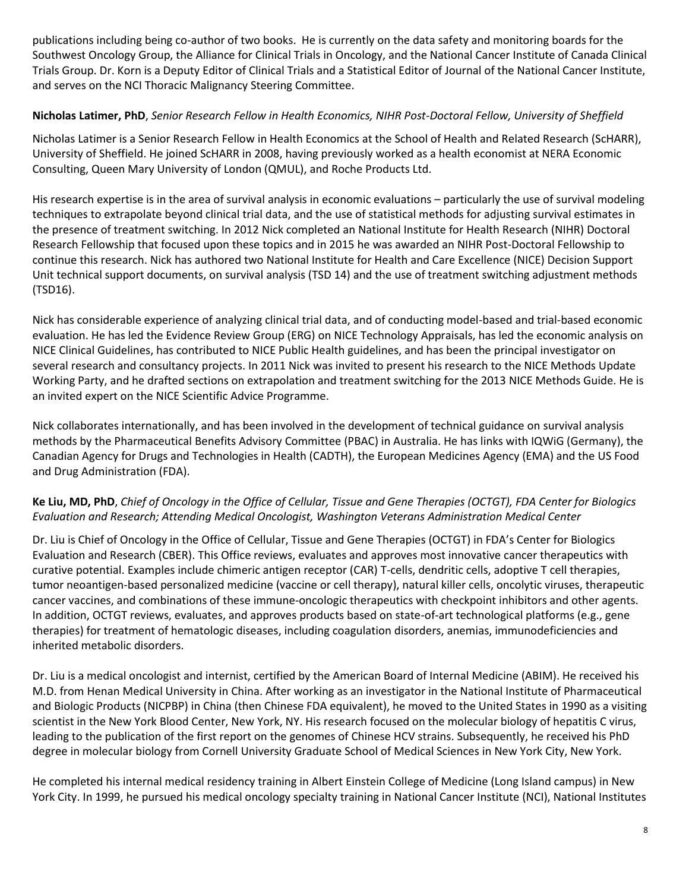publications including being co-author of two books. He is currently on the data safety and monitoring boards for the Southwest Oncology Group, the Alliance for Clinical Trials in Oncology, and the National Cancer Institute of Canada Clinical Trials Group. Dr. Korn is a Deputy Editor of Clinical Trials and a Statistical Editor of Journal of the National Cancer Institute, and serves on the NCI Thoracic Malignancy Steering Committee.

**Nicholas Latimer, PhD**, *Senior Research Fellow in Health Economics, NIHR Post-Doctoral Fellow, University of Sheffield*

Nicholas Latimer is a Senior Research Fellow in Health Economics at the School of Health and Related Research (ScHARR), University of Sheffield. He joined ScHARR in 2008, having previously worked as a health economist at NERA Economic Consulting, Queen Mary University of London (QMUL), and Roche Products Ltd.

His research expertise is in the area of survival analysis in economic evaluations – particularly the use of survival modeling techniques to extrapolate beyond clinical trial data, and the use of statistical methods for adjusting survival estimates in the presence of treatment switching. In 2012 Nick completed an National Institute for Health Research (NIHR) Doctoral Research Fellowship that focused upon these topics and in 2015 he was awarded an NIHR Post-Doctoral Fellowship to continue this research. Nick has authored two National Institute for Health and Care Excellence (NICE) Decision Support Unit technical support documents, on survival analysis (TSD 14) and the use of treatment switching adjustment methods (TSD16).

Nick has considerable experience of analyzing clinical trial data, and of conducting model-based and trial-based economic evaluation. He has led the Evidence Review Group (ERG) on NICE Technology Appraisals, has led the economic analysis on NICE Clinical Guidelines, has contributed to NICE Public Health guidelines, and has been the principal investigator on several research and consultancy projects. In 2011 Nick was invited to present his research to the NICE Methods Update Working Party, and he drafted sections on extrapolation and treatment switching for the 2013 NICE Methods Guide. He is an invited expert on the NICE Scientific Advice Programme.

Nick collaborates internationally, and has been involved in the development of technical guidance on survival analysis methods by the Pharmaceutical Benefits Advisory Committee (PBAC) in Australia. He has links with IQWiG (Germany), the Canadian Agency for Drugs and Technologies in Health (CADTH), the European Medicines Agency (EMA) and the US Food and Drug Administration (FDA).

**Ke Liu, MD, PhD**, *Chief of Oncology in the Office of Cellular, Tissue and Gene Therapies (OCTGT), FDA Center for Biologics Evaluation and Research; Attending Medical Oncologist, Washington Veterans Administration Medical Center*

Dr. Liu is Chief of Oncology in the Office of Cellular, Tissue and Gene Therapies (OCTGT) in FDA's Center for Biologics Evaluation and Research (CBER). This Office reviews, evaluates and approves most innovative cancer therapeutics with curative potential. Examples include chimeric antigen receptor (CAR) T-cells, dendritic cells, adoptive T cell therapies, tumor neoantigen-based personalized medicine (vaccine or cell therapy), natural killer cells, oncolytic viruses, therapeutic cancer vaccines, and combinations of these immune-oncologic therapeutics with checkpoint inhibitors and other agents. In addition, OCTGT reviews, evaluates, and approves products based on state-of-art technological platforms (e.g., gene therapies) for treatment of hematologic diseases, including coagulation disorders, anemias, immunodeficiencies and inherited metabolic disorders.

Dr. Liu is a medical oncologist and internist, certified by the American Board of Internal Medicine (ABIM). He received his M.D. from Henan Medical University in China. After working as an investigator in the National Institute of Pharmaceutical and Biologic Products (NICPBP) in China (then Chinese FDA equivalent), he moved to the United States in 1990 as a visiting scientist in the New York Blood Center, New York, NY. His research focused on the molecular biology of hepatitis C virus, leading to the publication of the first report on the genomes of Chinese HCV strains. Subsequently, he received his PhD degree in molecular biology from Cornell University Graduate School of Medical Sciences in New York City, New York.

He completed his internal medical residency training in Albert Einstein College of Medicine (Long Island campus) in New York City. In 1999, he pursued his medical oncology specialty training in National Cancer Institute (NCI), National Institutes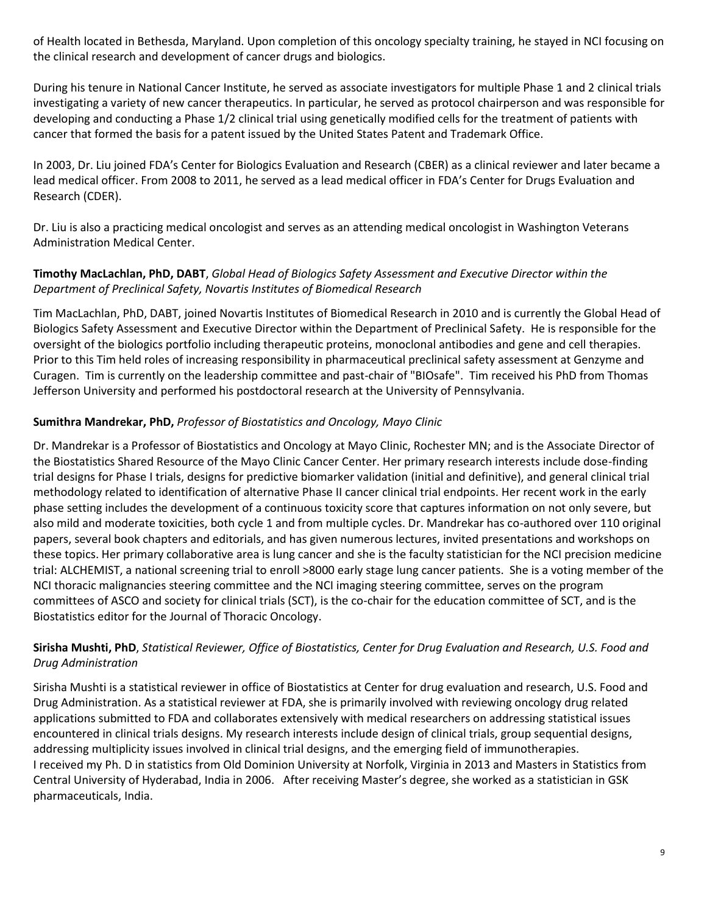of Health located in Bethesda, Maryland. Upon completion of this oncology specialty training, he stayed in NCI focusing on the clinical research and development of cancer drugs and biologics.

During his tenure in National Cancer Institute, he served as associate investigators for multiple Phase 1 and 2 clinical trials investigating a variety of new cancer therapeutics. In particular, he served as protocol chairperson and was responsible for developing and conducting a Phase 1/2 clinical trial using genetically modified cells for the treatment of patients with cancer that formed the basis for a patent issued by the United States Patent and Trademark Office.

In 2003, Dr. Liu joined FDA's Center for Biologics Evaluation and Research (CBER) as a clinical reviewer and later became a lead medical officer. From 2008 to 2011, he served as a lead medical officer in FDA's Center for Drugs Evaluation and Research (CDER).

Dr. Liu is also a practicing medical oncologist and serves as an attending medical oncologist in Washington Veterans Administration Medical Center.

**Timothy MacLachlan, PhD, DABT**, *Global Head of Biologics Safety Assessment and Executive Director within the Department of Preclinical Safety, Novartis Institutes of Biomedical Research*

Tim MacLachlan, PhD, DABT, joined Novartis Institutes of Biomedical Research in 2010 and is currently the Global Head of Biologics Safety Assessment and Executive Director within the Department of Preclinical Safety. He is responsible for the oversight of the biologics portfolio including therapeutic proteins, monoclonal antibodies and gene and cell therapies. Prior to this Tim held roles of increasing responsibility in pharmaceutical preclinical safety assessment at Genzyme and Curagen. Tim is currently on the leadership committee and past-chair of "BIOsafe". Tim received his PhD from Thomas Jefferson University and performed his postdoctoral research at the University of Pennsylvania.

**Sumithra Mandrekar, PhD,** *Professor of Biostatistics and Oncology, Mayo Clinic*

Dr. Mandrekar is a Professor of Biostatistics and Oncology at Mayo Clinic, Rochester MN; and is the Associate Director of the Biostatistics Shared Resource of the Mayo Clinic Cancer Center. Her primary research interests include dose-finding trial designs for Phase I trials, designs for predictive biomarker validation (initial and definitive), and general clinical trial methodology related to identification of alternative Phase II cancer clinical trial endpoints. Her recent work in the early phase setting includes the development of a continuous toxicity score that captures information on not only severe, but also mild and moderate toxicities, both cycle 1 and from multiple cycles. Dr. Mandrekar has co-authored over 110 original papers, several book chapters and editorials, and has given numerous lectures, invited presentations and workshops on these topics. Her primary collaborative area is lung cancer and she is the faculty statistician for the NCI precision medicine trial: ALCHEMIST, a national screening trial to enroll >8000 early stage lung cancer patients. She is a voting member of the NCI thoracic malignancies steering committee and the NCI imaging steering committee, serves on the program committees of ASCO and society for clinical trials (SCT), is the co-chair for the education committee of SCT, and is the Biostatistics editor for the Journal of Thoracic Oncology.

**Sirisha Mushti, PhD**, *Statistical Reviewer, Office of Biostatistics, Center for Drug Evaluation and Research, U.S. Food and Drug Administration*

Sirisha Mushti is a statistical reviewer in office of Biostatistics at Center for drug evaluation and research, U.S. Food and Drug Administration. As a statistical reviewer at FDA, she is primarily involved with reviewing oncology drug related applications submitted to FDA and collaborates extensively with medical researchers on addressing statistical issues encountered in clinical trials designs. My research interests include design of clinical trials, group sequential designs, addressing multiplicity issues involved in clinical trial designs, and the emerging field of immunotherapies.
I received my Ph. D in statistics from Old Dominion University at Norfolk, Virginia in 2013 and Masters in Statistics from Central University of Hyderabad, India in 2006. After receiving Master's degree, she worked as a statistician in GSK pharmaceuticals, India.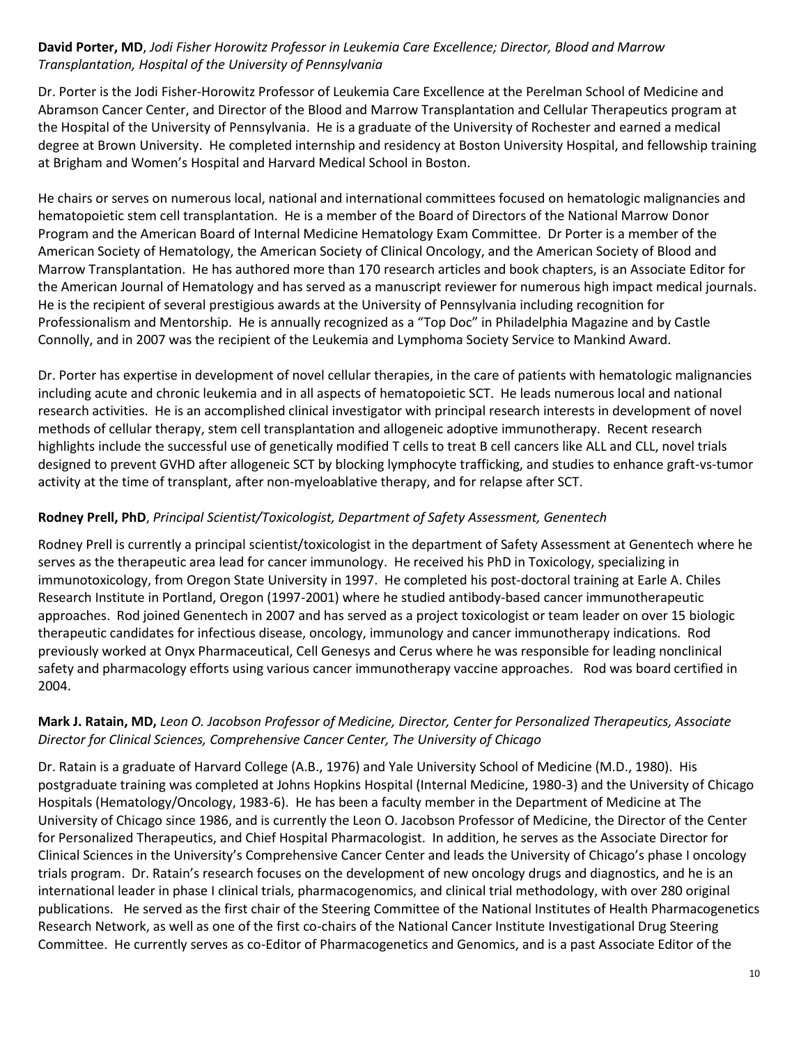**David Porter, MD**, *Jodi Fisher Horowitz Professor in Leukemia Care Excellence; Director, Blood and Marrow Transplantation, Hospital of the University of Pennsylvania*

Dr. Porter is the Jodi Fisher-Horowitz Professor of Leukemia Care Excellence at the Perelman School of Medicine and Abramson Cancer Center, and Director of the Blood and Marrow Transplantation and Cellular Therapeutics program at the Hospital of the University of Pennsylvania. He is a graduate of the University of Rochester and earned a medical degree at Brown University. He completed internship and residency at Boston University Hospital, and fellowship training at Brigham and Women's Hospital and Harvard Medical School in Boston.

He chairs or serves on numerous local, national and international committees focused on hematologic malignancies and hematopoietic stem cell transplantation. He is a member of the Board of Directors of the National Marrow Donor Program and the American Board of Internal Medicine Hematology Exam Committee. Dr Porter is a member of the American Society of Hematology, the American Society of Clinical Oncology, and the American Society of Blood and Marrow Transplantation. He has authored more than 170 research articles and book chapters, is an Associate Editor for the American Journal of Hematology and has served as a manuscript reviewer for numerous high impact medical journals. He is the recipient of several prestigious awards at the University of Pennsylvania including recognition for Professionalism and Mentorship. He is annually recognized as a "Top Doc" in Philadelphia Magazine and by Castle Connolly, and in 2007 was the recipient of the Leukemia and Lymphoma Society Service to Mankind Award.

Dr. Porter has expertise in development of novel cellular therapies, in the care of patients with hematologic malignancies including acute and chronic leukemia and in all aspects of hematopoietic SCT. He leads numerous local and national research activities. He is an accomplished clinical investigator with principal research interests in development of novel methods of cellular therapy, stem cell transplantation and allogeneic adoptive immunotherapy. Recent research highlights include the successful use of genetically modified T cells to treat B cell cancers like ALL and CLL, novel trials designed to prevent GVHD after allogeneic SCT by blocking lymphocyte trafficking, and studies to enhance graft-vs-tumor activity at the time of transplant, after non-myeloablative therapy, and for relapse after SCT.

**Rodney Prell, PhD**, *Principal Scientist/Toxicologist, Department of Safety Assessment, Genentech*

Rodney Prell is currently a principal scientist/toxicologist in the department of Safety Assessment at Genentech where he serves as the therapeutic area lead for cancer immunology. He received his PhD in Toxicology, specializing in immunotoxicology, from Oregon State University in 1997. He completed his post-doctoral training at Earle A. Chiles Research Institute in Portland, Oregon (1997-2001) where he studied antibody-based cancer immunotherapeutic approaches. Rod joined Genentech in 2007 and has served as a project toxicologist or team leader on over 15 biologic therapeutic candidates for infectious disease, oncology, immunology and cancer immunotherapy indications. Rod previously worked at Onyx Pharmaceutical, Cell Genesys and Cerus where he was responsible for leading nonclinical safety and pharmacology efforts using various cancer immunotherapy vaccine approaches. Rod was board certified in 2004.

**Mark J. Ratain, MD,** *Leon O. Jacobson Professor of Medicine, Director, Center for Personalized Therapeutics, Associate Director for Clinical Sciences, Comprehensive Cancer Center, The University of Chicago*

Dr. Ratain is a graduate of Harvard College (A.B., 1976) and Yale University School of Medicine (M.D., 1980). His postgraduate training was completed at Johns Hopkins Hospital (Internal Medicine, 1980-3) and the University of Chicago Hospitals (Hematology/Oncology, 1983-6). He has been a faculty member in the Department of Medicine at The University of Chicago since 1986, and is currently the Leon O. Jacobson Professor of Medicine, the Director of the Center for Personalized Therapeutics, and Chief Hospital Pharmacologist. In addition, he serves as the Associate Director for Clinical Sciences in the University's Comprehensive Cancer Center and leads the University of Chicago's phase I oncology trials program. Dr. Ratain's research focuses on the development of new oncology drugs and diagnostics, and he is an international leader in phase I clinical trials, pharmacogenomics, and clinical trial methodology, with over 280 original publications. He served as the first chair of the Steering Committee of the National Institutes of Health Pharmacogenetics Research Network, as well as one of the first co-chairs of the National Cancer Institute Investigational Drug Steering Committee. He currently serves as co-Editor of Pharmacogenetics and Genomics, and is a past Associate Editor of the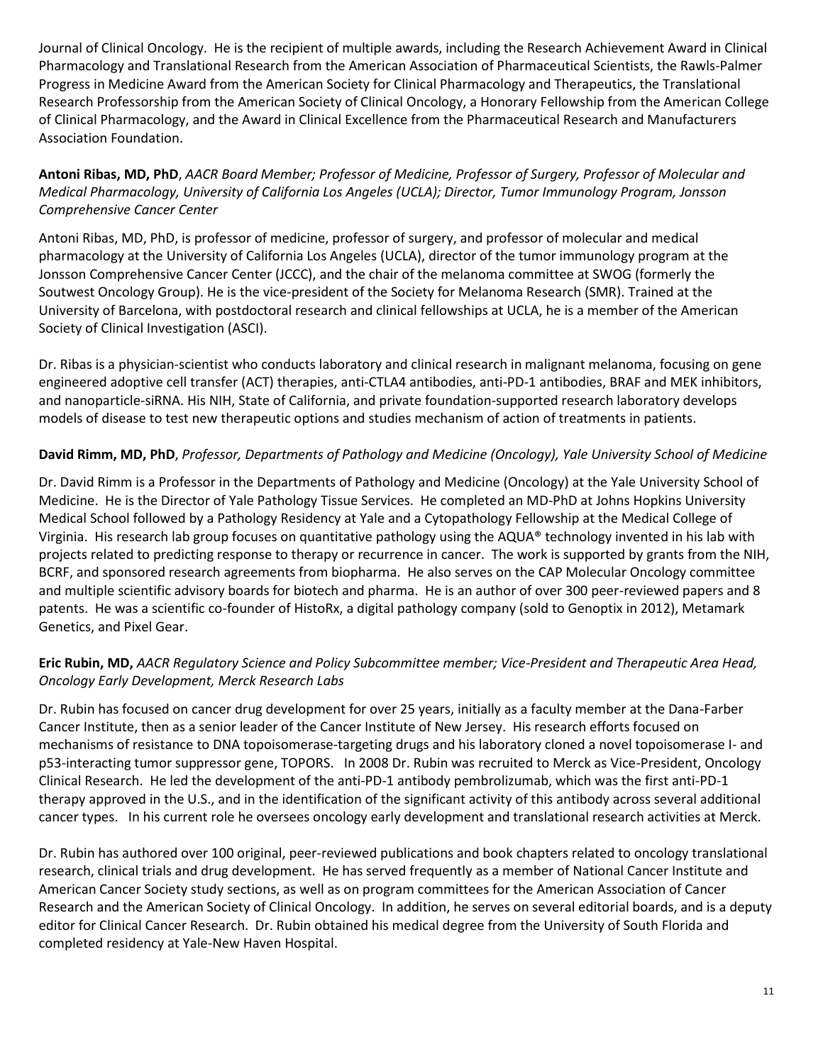Journal of Clinical Oncology. He is the recipient of multiple awards, including the Research Achievement Award in Clinical Pharmacology and Translational Research from the American Association of Pharmaceutical Scientists, the Rawls-Palmer Progress in Medicine Award from the American Society for Clinical Pharmacology and Therapeutics, the Translational Research Professorship from the American Society of Clinical Oncology, a Honorary Fellowship from the American College of Clinical Pharmacology, and the Award in Clinical Excellence from the Pharmaceutical Research and Manufacturers Association Foundation.

**Antoni Ribas, MD, PhD**, *AACR Board Member; Professor of Medicine, Professor of Surgery, Professor of Molecular and Medical Pharmacology, University of California Los Angeles (UCLA); Director, Tumor Immunology Program, Jonsson Comprehensive Cancer Center*

Antoni Ribas, MD, PhD, is professor of medicine, professor of surgery, and professor of molecular and medical pharmacology at the University of California Los Angeles (UCLA), director of the tumor immunology program at the Jonsson Comprehensive Cancer Center (JCCC), and the chair of the melanoma committee at SWOG (formerly the Soutwest Oncology Group). He is the vice-president of the Society for Melanoma Research (SMR). Trained at the University of Barcelona, with postdoctoral research and clinical fellowships at UCLA, he is a member of the American Society of Clinical Investigation (ASCI).

Dr. Ribas is a physician-scientist who conducts laboratory and clinical research in malignant melanoma, focusing on gene engineered adoptive cell transfer (ACT) therapies, anti-CTLA4 antibodies, anti-PD-1 antibodies, BRAF and MEK inhibitors, and nanoparticle-siRNA. His NIH, State of California, and private foundation-supported research laboratory develops models of disease to test new therapeutic options and studies mechanism of action of treatments in patients.

**David Rimm, MD, PhD**, *Professor, Departments of Pathology and Medicine (Oncology), Yale University School of Medicine*

Dr. David Rimm is a Professor in the Departments of Pathology and Medicine (Oncology) at the Yale University School of Medicine. He is the Director of Yale Pathology Tissue Services. He completed an MD-PhD at Johns Hopkins University Medical School followed by a Pathology Residency at Yale and a Cytopathology Fellowship at the Medical College of Virginia. His research lab group focuses on quantitative pathology using the AQUA® technology invented in his lab with projects related to predicting response to therapy or recurrence in cancer. The work is supported by grants from the NIH, BCRF, and sponsored research agreements from biopharma. He also serves on the CAP Molecular Oncology committee and multiple scientific advisory boards for biotech and pharma. He is an author of over 300 peer-reviewed papers and 8 patents. He was a scientific co-founder of HistoRx, a digital pathology company (sold to Genoptix in 2012), Metamark Genetics, and Pixel Gear.

**Eric Rubin, MD,** *AACR Regulatory Science and Policy Subcommittee member; Vice-President and Therapeutic Area Head, Oncology Early Development, Merck Research Labs*

Dr. Rubin has focused on cancer drug development for over 25 years, initially as a faculty member at the Dana-Farber Cancer Institute, then as a senior leader of the Cancer Institute of New Jersey. His research efforts focused on mechanisms of resistance to DNA topoisomerase-targeting drugs and his laboratory cloned a novel topoisomerase I- and p53-interacting tumor suppressor gene, TOPORS. In 2008 Dr. Rubin was recruited to Merck as Vice-President, Oncology Clinical Research. He led the development of the anti-PD-1 antibody pembrolizumab, which was the first anti-PD-1 therapy approved in the U.S., and in the identification of the significant activity of this antibody across several additional cancer types. In his current role he oversees oncology early development and translational research activities at Merck.

Dr. Rubin has authored over 100 original, peer-reviewed publications and book chapters related to oncology translational research, clinical trials and drug development. He has served frequently as a member of National Cancer Institute and American Cancer Society study sections, as well as on program committees for the American Association of Cancer Research and the American Society of Clinical Oncology. In addition, he serves on several editorial boards, and is a deputy editor for Clinical Cancer Research. Dr. Rubin obtained his medical degree from the University of South Florida and completed residency at Yale-New Haven Hospital.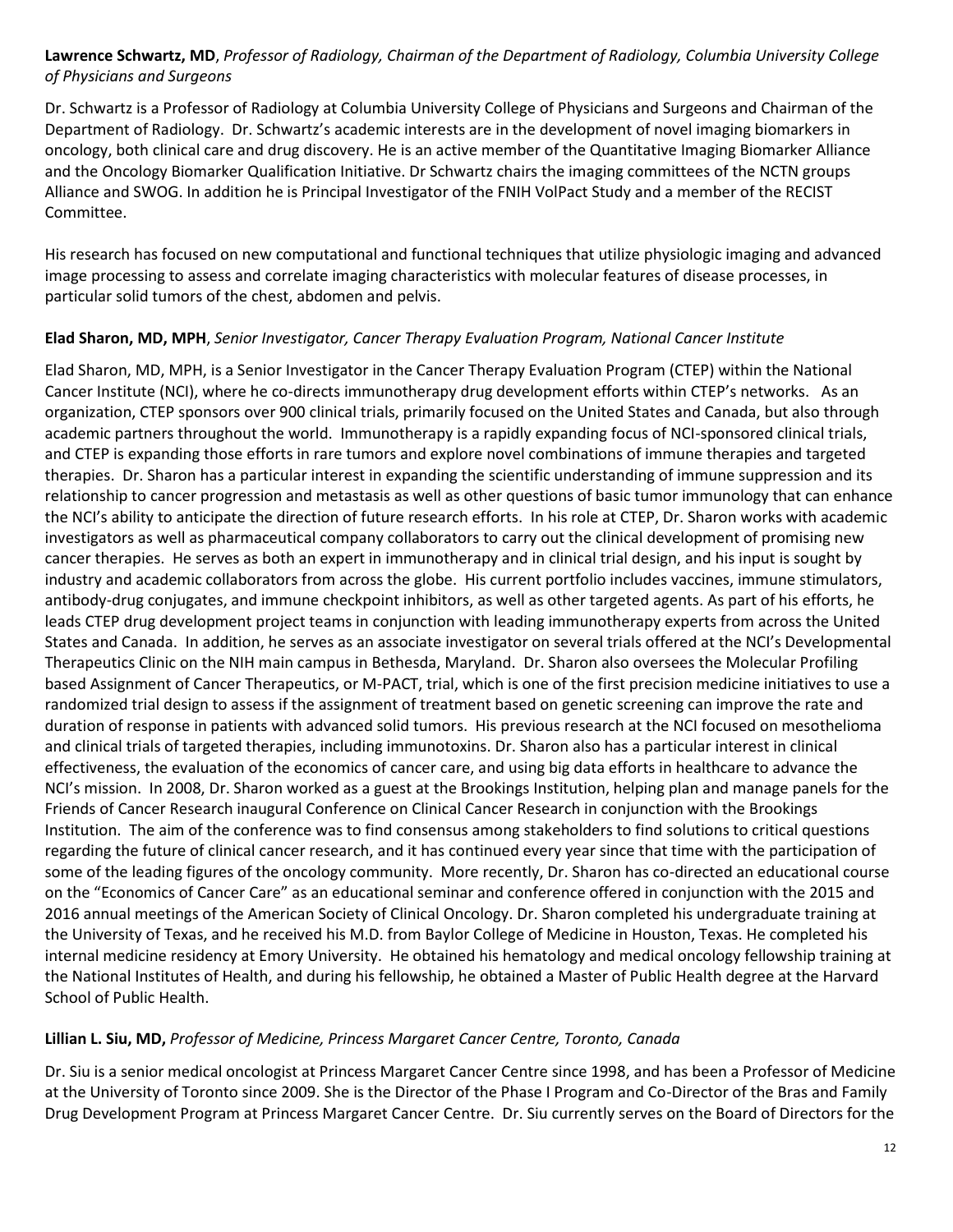**Lawrence Schwartz, MD**, *Professor of Radiology, Chairman of the Department of Radiology, Columbia University College of Physicians and Surgeons*

Dr. Schwartz is a Professor of Radiology at Columbia University College of Physicians and Surgeons and Chairman of the Department of Radiology. Dr. Schwartz's academic interests are in the development of novel imaging biomarkers in oncology, both clinical care and drug discovery. He is an active member of the Quantitative Imaging Biomarker Alliance and the Oncology Biomarker Qualification Initiative. Dr Schwartz chairs the imaging committees of the NCTN groups Alliance and SWOG. In addition he is Principal Investigator of the FNIH VolPact Study and a member of the RECIST Committee.

His research has focused on new computational and functional techniques that utilize physiologic imaging and advanced image processing to assess and correlate imaging characteristics with molecular features of disease processes, in particular solid tumors of the chest, abdomen and pelvis.

**Elad Sharon, MD, MPH**, *Senior Investigator, Cancer Therapy Evaluation Program, National Cancer Institute*

Elad Sharon, MD, MPH, is a Senior Investigator in the Cancer Therapy Evaluation Program (CTEP) within the National Cancer Institute (NCI), where he co-directs immunotherapy drug development efforts within CTEP's networks. As an organization, CTEP sponsors over 900 clinical trials, primarily focused on the United States and Canada, but also through academic partners throughout the world. Immunotherapy is a rapidly expanding focus of NCI-sponsored clinical trials, and CTEP is expanding those efforts in rare tumors and explore novel combinations of immune therapies and targeted therapies. Dr. Sharon has a particular interest in expanding the scientific understanding of immune suppression and its relationship to cancer progression and metastasis as well as other questions of basic tumor immunology that can enhance the NCI's ability to anticipate the direction of future research efforts. In his role at CTEP, Dr. Sharon works with academic investigators as well as pharmaceutical company collaborators to carry out the clinical development of promising new cancer therapies. He serves as both an expert in immunotherapy and in clinical trial design, and his input is sought by industry and academic collaborators from across the globe. His current portfolio includes vaccines, immune stimulators, antibody-drug conjugates, and immune checkpoint inhibitors, as well as other targeted agents. As part of his efforts, he leads CTEP drug development project teams in conjunction with leading immunotherapy experts from across the United States and Canada. In addition, he serves as an associate investigator on several trials offered at the NCI's Developmental Therapeutics Clinic on the NIH main campus in Bethesda, Maryland. Dr. Sharon also oversees the Molecular Profiling based Assignment of Cancer Therapeutics, or M-PACT, trial, which is one of the first precision medicine initiatives to use a randomized trial design to assess if the assignment of treatment based on genetic screening can improve the rate and duration of response in patients with advanced solid tumors. His previous research at the NCI focused on mesothelioma and clinical trials of targeted therapies, including immunotoxins. Dr. Sharon also has a particular interest in clinical effectiveness, the evaluation of the economics of cancer care, and using big data efforts in healthcare to advance the NCI's mission. In 2008, Dr. Sharon worked as a guest at the Brookings Institution, helping plan and manage panels for the Friends of Cancer Research inaugural Conference on Clinical Cancer Research in conjunction with the Brookings Institution. The aim of the conference was to find consensus among stakeholders to find solutions to critical questions regarding the future of clinical cancer research, and it has continued every year since that time with the participation of some of the leading figures of the oncology community. More recently, Dr. Sharon has co-directed an educational course on the "Economics of Cancer Care" as an educational seminar and conference offered in conjunction with the 2015 and 2016 annual meetings of the American Society of Clinical Oncology. Dr. Sharon completed his undergraduate training at the University of Texas, and he received his M.D. from Baylor College of Medicine in Houston, Texas. He completed his internal medicine residency at Emory University. He obtained his hematology and medical oncology fellowship training at the National Institutes of Health, and during his fellowship, he obtained a Master of Public Health degree at the Harvard School of Public Health.

**Lillian L. Siu, MD,** *Professor of Medicine, Princess Margaret Cancer Centre, Toronto, Canada*

Dr. Siu is a senior medical oncologist at Princess Margaret Cancer Centre since 1998, and has been a Professor of Medicine at the University of Toronto since 2009. She is the Director of the Phase I Program and Co-Director of the Bras and Family Drug Development Program at Princess Margaret Cancer Centre. Dr. Siu currently serves on the Board of Directors for the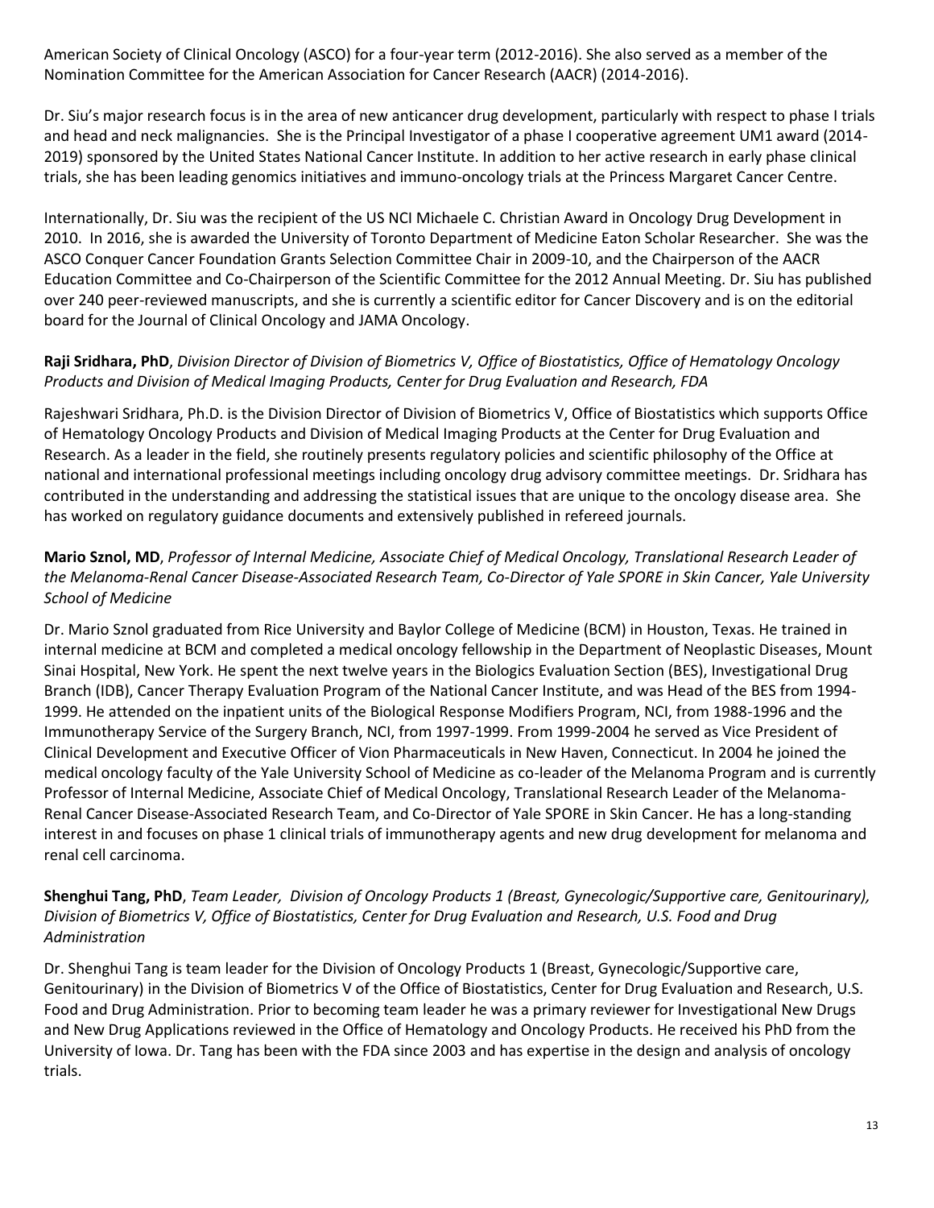American Society of Clinical Oncology (ASCO) for a four-year term (2012-2016). She also served as a member of the Nomination Committee for the American Association for Cancer Research (AACR) (2014-2016).

Dr. Siu's major research focus is in the area of new anticancer drug development, particularly with respect to phase I trials and head and neck malignancies. She is the Principal Investigator of a phase I cooperative agreement UM1 award (2014-2019) sponsored by the United States National Cancer Institute. In addition to her active research in early phase clinical trials, she has been leading genomics initiatives and immuno-oncology trials at the Princess Margaret Cancer Centre.

Internationally, Dr. Siu was the recipient of the US NCI Michaele C. Christian Award in Oncology Drug Development in 2010. In 2016, she is awarded the University of Toronto Department of Medicine Eaton Scholar Researcher. She was the ASCO Conquer Cancer Foundation Grants Selection Committee Chair in 2009-10, and the Chairperson of the AACR Education Committee and Co-Chairperson of the Scientific Committee for the 2012 Annual Meeting. Dr. Siu has published over 240 peer-reviewed manuscripts, and she is currently a scientific editor for Cancer Discovery and is on the editorial board for the Journal of Clinical Oncology and JAMA Oncology.

**Raji Sridhara, PhD**, *Division Director of Division of Biometrics V, Office of Biostatistics, Office of Hematology Oncology Products and Division of Medical Imaging Products, Center for Drug Evaluation and Research, FDA*

Rajeshwari Sridhara, Ph.D. is the Division Director of Division of Biometrics V, Office of Biostatistics which supports Office of Hematology Oncology Products and Division of Medical Imaging Products at the Center for Drug Evaluation and Research. As a leader in the field, she routinely presents regulatory policies and scientific philosophy of the Office at national and international professional meetings including oncology drug advisory committee meetings. Dr. Sridhara has contributed in the understanding and addressing the statistical issues that are unique to the oncology disease area. She has worked on regulatory guidance documents and extensively published in refereed journals.

**Mario Sznol, MD**, *Professor of Internal Medicine, Associate Chief of Medical Oncology, Translational Research Leader of the Melanoma-Renal Cancer Disease-Associated Research Team, Co-Director of Yale SPORE in Skin Cancer, Yale University School of Medicine*

Dr. Mario Sznol graduated from Rice University and Baylor College of Medicine (BCM) in Houston, Texas. He trained in internal medicine at BCM and completed a medical oncology fellowship in the Department of Neoplastic Diseases, Mount Sinai Hospital, New York. He spent the next twelve years in the Biologics Evaluation Section (BES), Investigational Drug Branch (IDB), Cancer Therapy Evaluation Program of the National Cancer Institute, and was Head of the BES from 1994-1999. He attended on the inpatient units of the Biological Response Modifiers Program, NCI, from 1988-1996 and the Immunotherapy Service of the Surgery Branch, NCI, from 1997-1999. From 1999-2004 he served as Vice President of Clinical Development and Executive Officer of Vion Pharmaceuticals in New Haven, Connecticut. In 2004 he joined the medical oncology faculty of the Yale University School of Medicine as co-leader of the Melanoma Program and is currently Professor of Internal Medicine, Associate Chief of Medical Oncology, Translational Research Leader of the Melanoma-Renal Cancer Disease-Associated Research Team, and Co-Director of Yale SPORE in Skin Cancer. He has a long-standing interest in and focuses on phase 1 clinical trials of immunotherapy agents and new drug development for melanoma and renal cell carcinoma.

**Shenghui Tang, PhD**, *Team Leader, Division of Oncology Products 1 (Breast, Gynecologic/Supportive care, Genitourinary), Division of Biometrics V, Office of Biostatistics, Center for Drug Evaluation and Research, U.S. Food and Drug Administration*

Dr. Shenghui Tang is team leader for the Division of Oncology Products 1 (Breast, Gynecologic/Supportive care, Genitourinary) in the Division of Biometrics V of the Office of Biostatistics, Center for Drug Evaluation and Research, U.S. Food and Drug Administration. Prior to becoming team leader he was a primary reviewer for Investigational New Drugs and New Drug Applications reviewed in the Office of Hematology and Oncology Products. He received his PhD from the University of Iowa. Dr. Tang has been with the FDA since 2003 and has expertise in the design and analysis of oncology trials.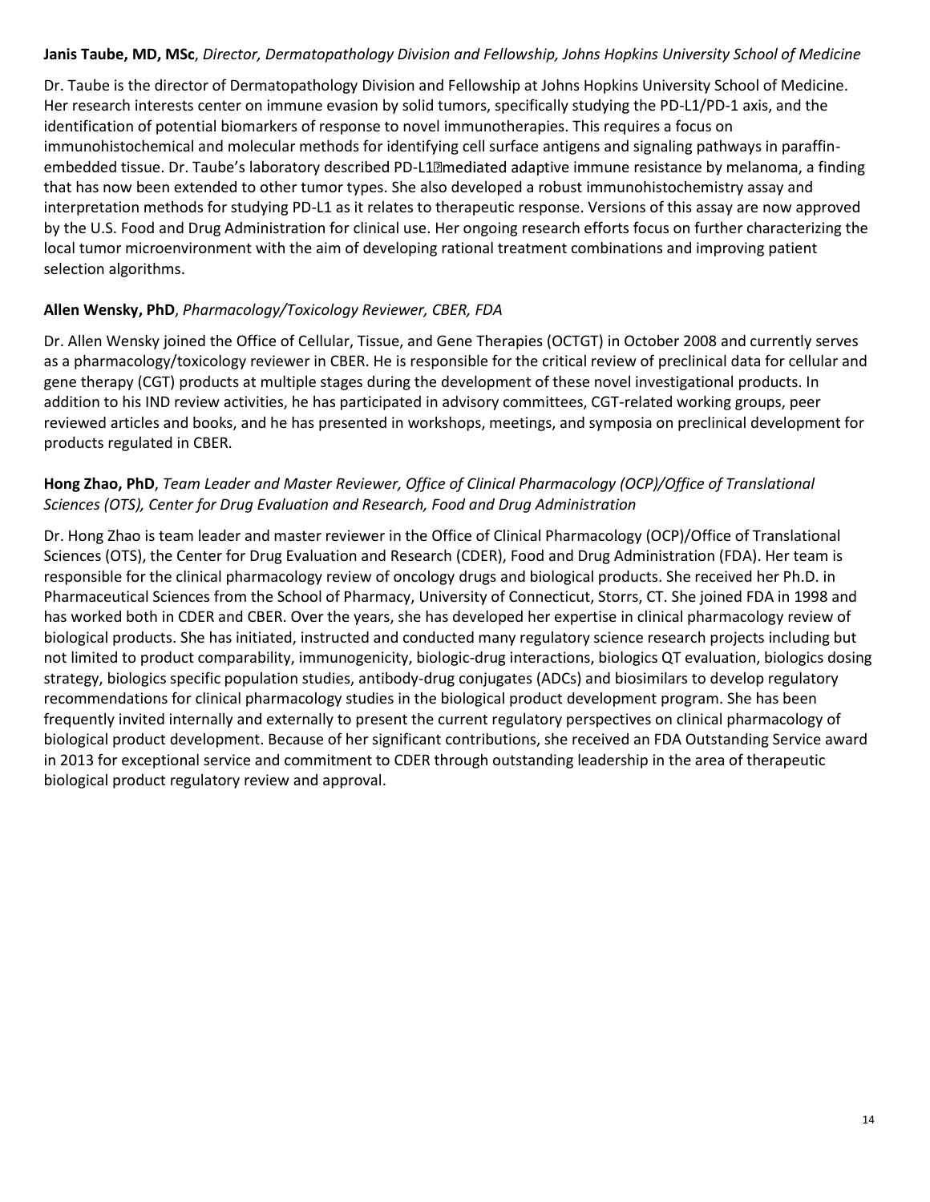**Janis Taube, MD, MSc**, *Director, Dermatopathology Division and Fellowship, Johns Hopkins University School of Medicine*

Dr. Taube is the director of Dermatopathology Division and Fellowship at Johns Hopkins University School of Medicine. Her research interests center on immune evasion by solid tumors, specifically studying the PD-L1/PD-1 axis, and the identification of potential biomarkers of response to novel immunotherapies. This requires a focus on immunohistochemical and molecular methods for identifying cell surface antigens and signaling pathways in paraffin-embedded tissue. Dr. Taube's laboratory described PD-L1‐mediated adaptive immune resistance by melanoma, a finding that has now been extended to other tumor types. She also developed a robust immunohistochemistry assay and interpretation methods for studying PD-L1 as it relates to therapeutic response. Versions of this assay are now approved by the U.S. Food and Drug Administration for clinical use. Her ongoing research efforts focus on further characterizing the local tumor microenvironment with the aim of developing rational treatment combinations and improving patient selection algorithms.

**Allen Wensky, PhD**, *Pharmacology/Toxicology Reviewer, CBER, FDA*

Dr. Allen Wensky joined the Office of Cellular, Tissue, and Gene Therapies (OCTGT) in October 2008 and currently serves as a pharmacology/toxicology reviewer in CBER. He is responsible for the critical review of preclinical data for cellular and gene therapy (CGT) products at multiple stages during the development of these novel investigational products. In addition to his IND review activities, he has participated in advisory committees, CGT-related working groups, peer reviewed articles and books, and he has presented in workshops, meetings, and symposia on preclinical development for products regulated in CBER.

**Hong Zhao, PhD**, *Team Leader and Master Reviewer, Office of Clinical Pharmacology (OCP)/Office of Translational Sciences (OTS), Center for Drug Evaluation and Research, Food and Drug Administration*

Dr. Hong Zhao is team leader and master reviewer in the Office of Clinical Pharmacology (OCP)/Office of Translational Sciences (OTS), the Center for Drug Evaluation and Research (CDER), Food and Drug Administration (FDA). Her team is responsible for the clinical pharmacology review of oncology drugs and biological products. She received her Ph.D. in Pharmaceutical Sciences from the School of Pharmacy, University of Connecticut, Storrs, CT. She joined FDA in 1998 and has worked both in CDER and CBER. Over the years, she has developed her expertise in clinical pharmacology review of biological products. She has initiated, instructed and conducted many regulatory science research projects including but not limited to product comparability, immunogenicity, biologic-drug interactions, biologics QT evaluation, biologics dosing strategy, biologics specific population studies, antibody-drug conjugates (ADCs) and biosimilars to develop regulatory recommendations for clinical pharmacology studies in the biological product development program. She has been frequently invited internally and externally to present the current regulatory perspectives on clinical pharmacology of biological product development. Because of her significant contributions, she received an FDA Outstanding Service award in 2013 for exceptional service and commitment to CDER through outstanding leadership in the area of therapeutic biological product regulatory review and approval.